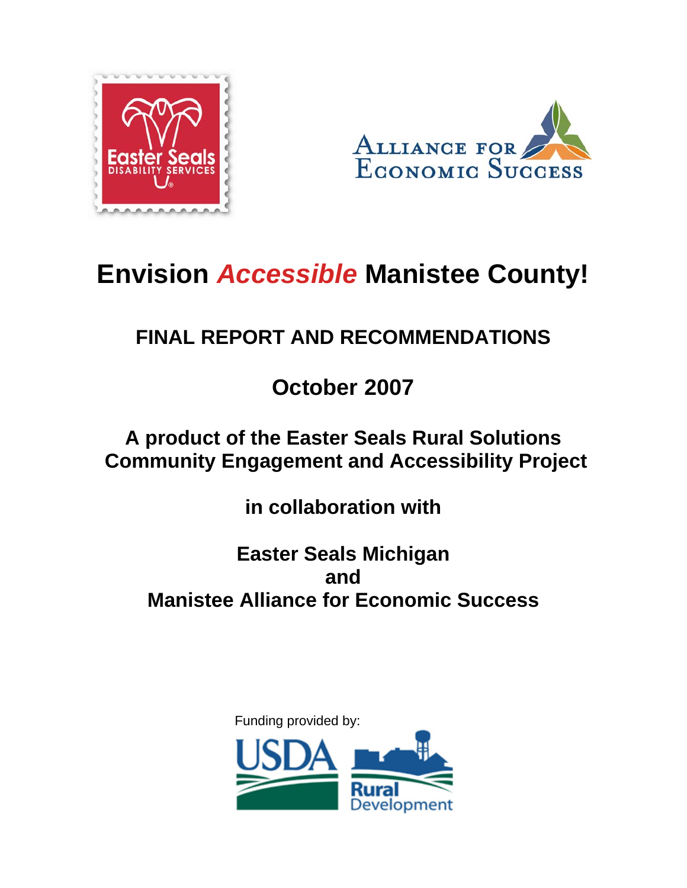# Envision *Accessible* Manistee County!

## FINAL REPORT AND RECOMMENDATIONS

## October 2007

**A product of the Easter Seals Rural Solutions Community Engagement and Accessibility Project**

**in collaboration with**

**Easter Seals Michigan**
**and**
**Manistee Alliance for Economic Success**

Funding provided by: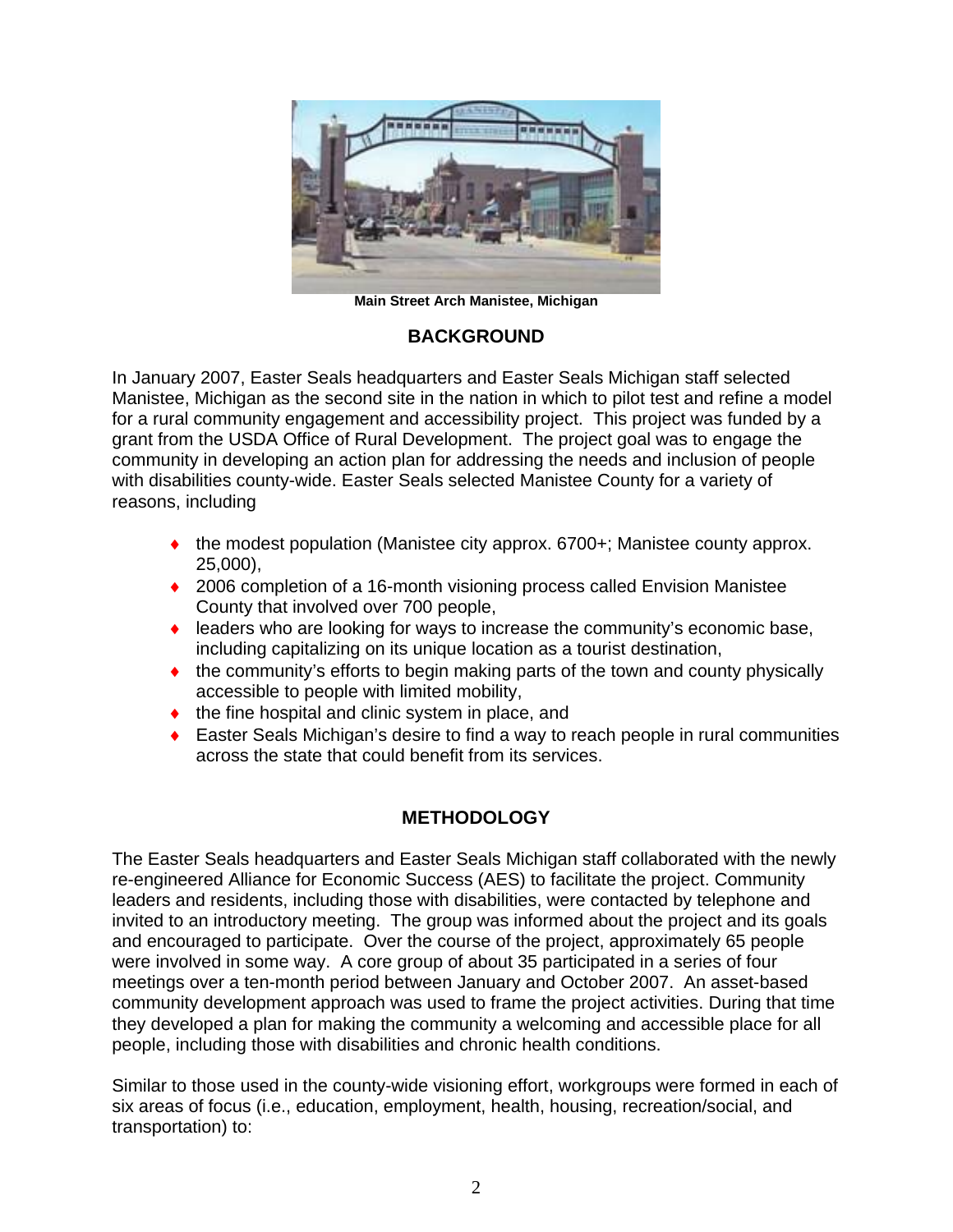Main Street Arch Manistee, Michigan

## BACKGROUND

In January 2007, Easter Seals headquarters and Easter Seals Michigan staff selected Manistee, Michigan as the second site in the nation in which to pilot test and refine a model for a rural community engagement and accessibility project. This project was funded by a grant from the USDA Office of Rural Development. The project goal was to engage the community in developing an action plan for addressing the needs and inclusion of people with disabilities county-wide. Easter Seals selected Manistee County for a variety of reasons, including

- the modest population (Manistee city approx. 6700+; Manistee county approx. 25,000),
- 2006 completion of a 16-month visioning process called Envision Manistee County that involved over 700 people,
- leaders who are looking for ways to increase the community's economic base, including capitalizing on its unique location as a tourist destination,
- the community's efforts to begin making parts of the town and county physically accessible to people with limited mobility,
- the fine hospital and clinic system in place, and
- Easter Seals Michigan's desire to find a way to reach people in rural communities across the state that could benefit from its services.

## METHODOLOGY

The Easter Seals headquarters and Easter Seals Michigan staff collaborated with the newly re-engineered Alliance for Economic Success (AES) to facilitate the project. Community leaders and residents, including those with disabilities, were contacted by telephone and invited to an introductory meeting. The group was informed about the project and its goals and encouraged to participate. Over the course of the project, approximately 65 people were involved in some way. A core group of about 35 participated in a series of four meetings over a ten-month period between January and October 2007. An asset-based community development approach was used to frame the project activities. During that time they developed a plan for making the community a welcoming and accessible place for all people, including those with disabilities and chronic health conditions.

Similar to those used in the county-wide visioning effort, workgroups were formed in each of six areas of focus (i.e., education, employment, health, housing, recreation/social, and transportation) to: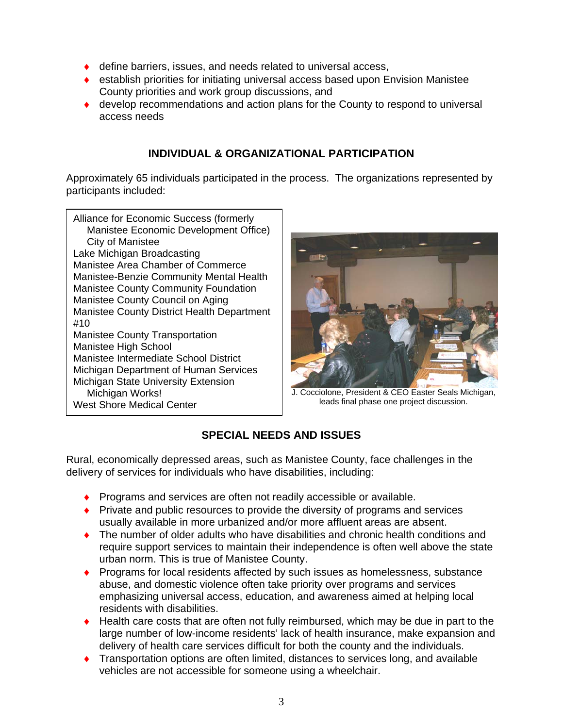- define barriers, issues, and needs related to universal access,
- establish priorities for initiating universal access based upon Envision Manistee County priorities and work group discussions, and
- develop recommendations and action plans for the County to respond to universal access needs

## INDIVIDUAL & ORGANIZATIONAL PARTICIPATION

Approximately 65 individuals participated in the process. The organizations represented by participants included:

Alliance for Economic Success (formerly Manistee Economic Development Office)
City of Manistee
Lake Michigan Broadcasting
Manistee Area Chamber of Commerce
Manistee-Benzie Community Mental Health
Manistee County Community Foundation
Manistee County Council on Aging
Manistee County District Health Department #10
Manistee County Transportation
Manistee High School
Manistee Intermediate School District
Michigan Department of Human Services
Michigan State University Extension
Michigan Works!
West Shore Medical Center

J. Cocciolone, President & CEO Easter Seals Michigan, leads final phase one project discussion.

## SPECIAL NEEDS AND ISSUES

Rural, economically depressed areas, such as Manistee County, face challenges in the delivery of services for individuals who have disabilities, including:

- Programs and services are often not readily accessible or available.
- Private and public resources to provide the diversity of programs and services usually available in more urbanized and/or more affluent areas are absent.
- The number of older adults who have disabilities and chronic health conditions and require support services to maintain their independence is often well above the state urban norm. This is true of Manistee County.
- Programs for local residents affected by such issues as homelessness, substance abuse, and domestic violence often take priority over programs and services emphasizing universal access, education, and awareness aimed at helping local residents with disabilities.
- Health care costs that are often not fully reimbursed, which may be due in part to the large number of low-income residents' lack of health insurance, make expansion and delivery of health care services difficult for both the county and the individuals.
- Transportation options are often limited, distances to services long, and available vehicles are not accessible for someone using a wheelchair.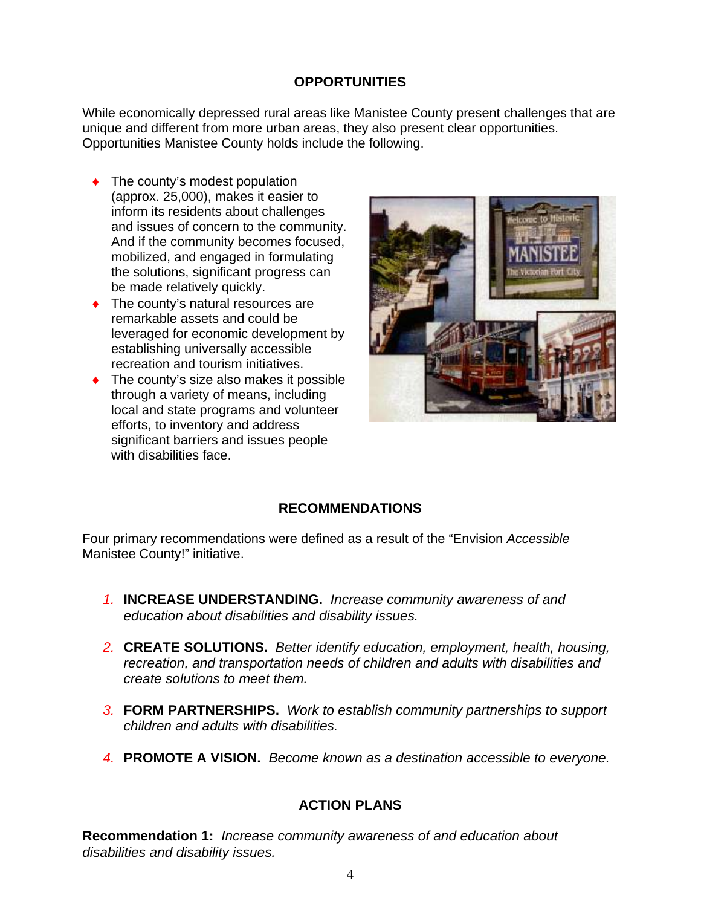## OPPORTUNITIES

While economically depressed rural areas like Manistee County present challenges that are unique and different from more urban areas, they also present clear opportunities. Opportunities Manistee County holds include the following.

- The county's modest population (approx. 25,000), makes it easier to inform its residents about challenges and issues of concern to the community. And if the community becomes focused, mobilized, and engaged in formulating the solutions, significant progress can be made relatively quickly.
- The county's natural resources are remarkable assets and could be leveraged for economic development by establishing universally accessible recreation and tourism initiatives.
- The county's size also makes it possible through a variety of means, including local and state programs and volunteer efforts, to inventory and address significant barriers and issues people with disabilities face.

## RECOMMENDATIONS

Four primary recommendations were defined as a result of the "Envision *Accessible* Manistee County!" initiative.

1. **INCREASE UNDERSTANDING.** *Increase community awareness of and education about disabilities and disability issues.*

2. **CREATE SOLUTIONS.** *Better identify education, employment, health, housing, recreation, and transportation needs of children and adults with disabilities and create solutions to meet them.*

3. **FORM PARTNERSHIPS.** *Work to establish community partnerships to support children and adults with disabilities.*

4. **PROMOTE A VISION.** *Become known as a destination accessible to everyone.*

## ACTION PLANS

**Recommendation 1:** *Increase community awareness of and education about disabilities and disability issues.*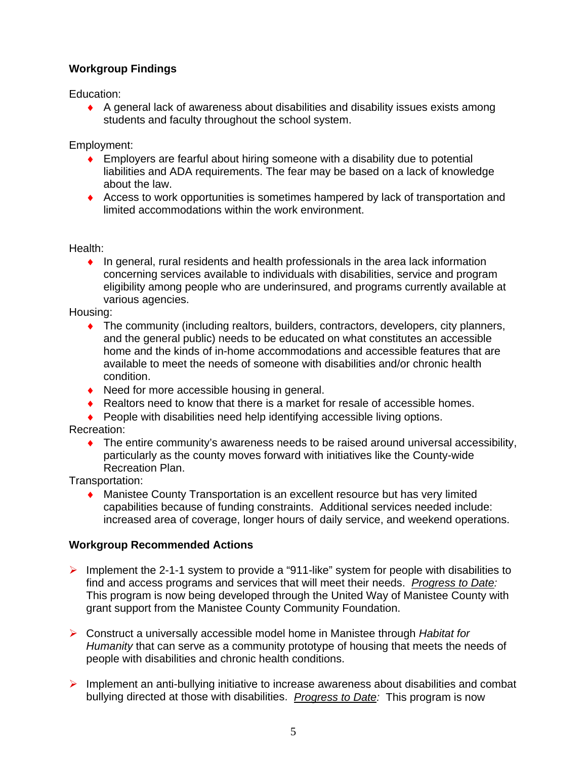**Workgroup Findings**

Education:

- A general lack of awareness about disabilities and disability issues exists among students and faculty throughout the school system.

Employment:

- Employers are fearful about hiring someone with a disability due to potential liabilities and ADA requirements. The fear may be based on a lack of knowledge about the law.
- Access to work opportunities is sometimes hampered by lack of transportation and limited accommodations within the work environment.

Health:

- In general, rural residents and health professionals in the area lack information concerning services available to individuals with disabilities, service and program eligibility among people who are underinsured, and programs currently available at various agencies.

Housing:

- The community (including realtors, builders, contractors, developers, city planners, and the general public) needs to be educated on what constitutes an accessible home and the kinds of in-home accommodations and accessible features that are available to meet the needs of someone with disabilities and/or chronic health condition.
- Need for more accessible housing in general.
- Realtors need to know that there is a market for resale of accessible homes.
- People with disabilities need help identifying accessible living options.

Recreation:

- The entire community's awareness needs to be raised around universal accessibility, particularly as the county moves forward with initiatives like the County-wide Recreation Plan.

Transportation:

- Manistee County Transportation is an excellent resource but has very limited capabilities because of funding constraints. Additional services needed include: increased area of coverage, longer hours of daily service, and weekend operations.

**Workgroup Recommended Actions**

- Implement the 2-1-1 system to provide a "911-like" system for people with disabilities to find and access programs and services that will meet their needs. *Progress to Date:* This program is now being developed through the United Way of Manistee County with grant support from the Manistee County Community Foundation.

- Construct a universally accessible model home in Manistee through *Habitat for Humanity* that can serve as a community prototype of housing that meets the needs of people with disabilities and chronic health conditions.

- Implement an anti-bullying initiative to increase awareness about disabilities and combat bullying directed at those with disabilities. *Progress to Date:* This program is now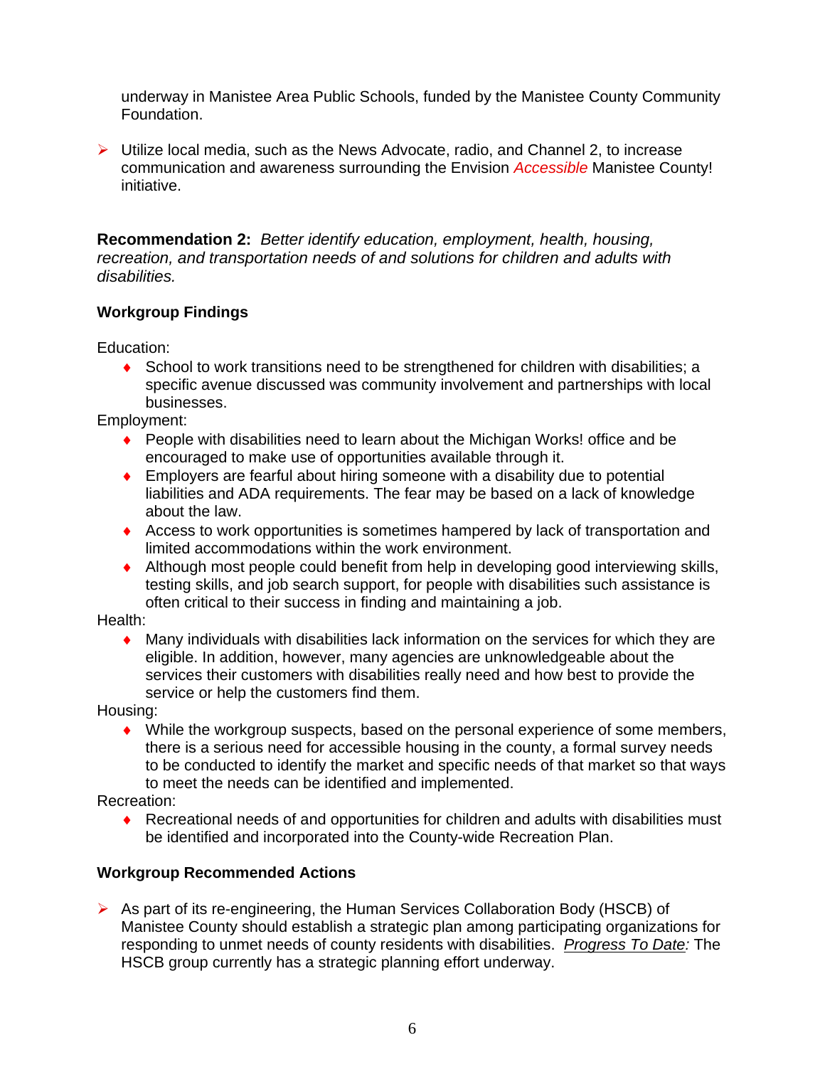underway in Manistee Area Public Schools, funded by the Manistee County Community Foundation.

- Utilize local media, such as the News Advocate, radio, and Channel 2, to increase communication and awareness surrounding the Envision *Accessible* Manistee County! initiative.

**Recommendation 2:** *Better identify education, employment, health, housing, recreation, and transportation needs of and solutions for children and adults with disabilities.*

**Workgroup Findings**

Education:

- School to work transitions need to be strengthened for children with disabilities; a specific avenue discussed was community involvement and partnerships with local businesses.

Employment:

- People with disabilities need to learn about the Michigan Works! office and be encouraged to make use of opportunities available through it.
- Employers are fearful about hiring someone with a disability due to potential liabilities and ADA requirements. The fear may be based on a lack of knowledge about the law.
- Access to work opportunities is sometimes hampered by lack of transportation and limited accommodations within the work environment.
- Although most people could benefit from help in developing good interviewing skills, testing skills, and job search support, for people with disabilities such assistance is often critical to their success in finding and maintaining a job.

Health:

- Many individuals with disabilities lack information on the services for which they are eligible. In addition, however, many agencies are unknowledgeable about the services their customers with disabilities really need and how best to provide the service or help the customers find them.

Housing:

- While the workgroup suspects, based on the personal experience of some members, there is a serious need for accessible housing in the county, a formal survey needs to be conducted to identify the market and specific needs of that market so that ways to meet the needs can be identified and implemented.

Recreation:

- Recreational needs of and opportunities for children and adults with disabilities must be identified and incorporated into the County-wide Recreation Plan.

**Workgroup Recommended Actions**

- As part of its re-engineering, the Human Services Collaboration Body (HSCB) of Manistee County should establish a strategic plan among participating organizations for responding to unmet needs of county residents with disabilities. *Progress To Date:* The HSCB group currently has a strategic planning effort underway.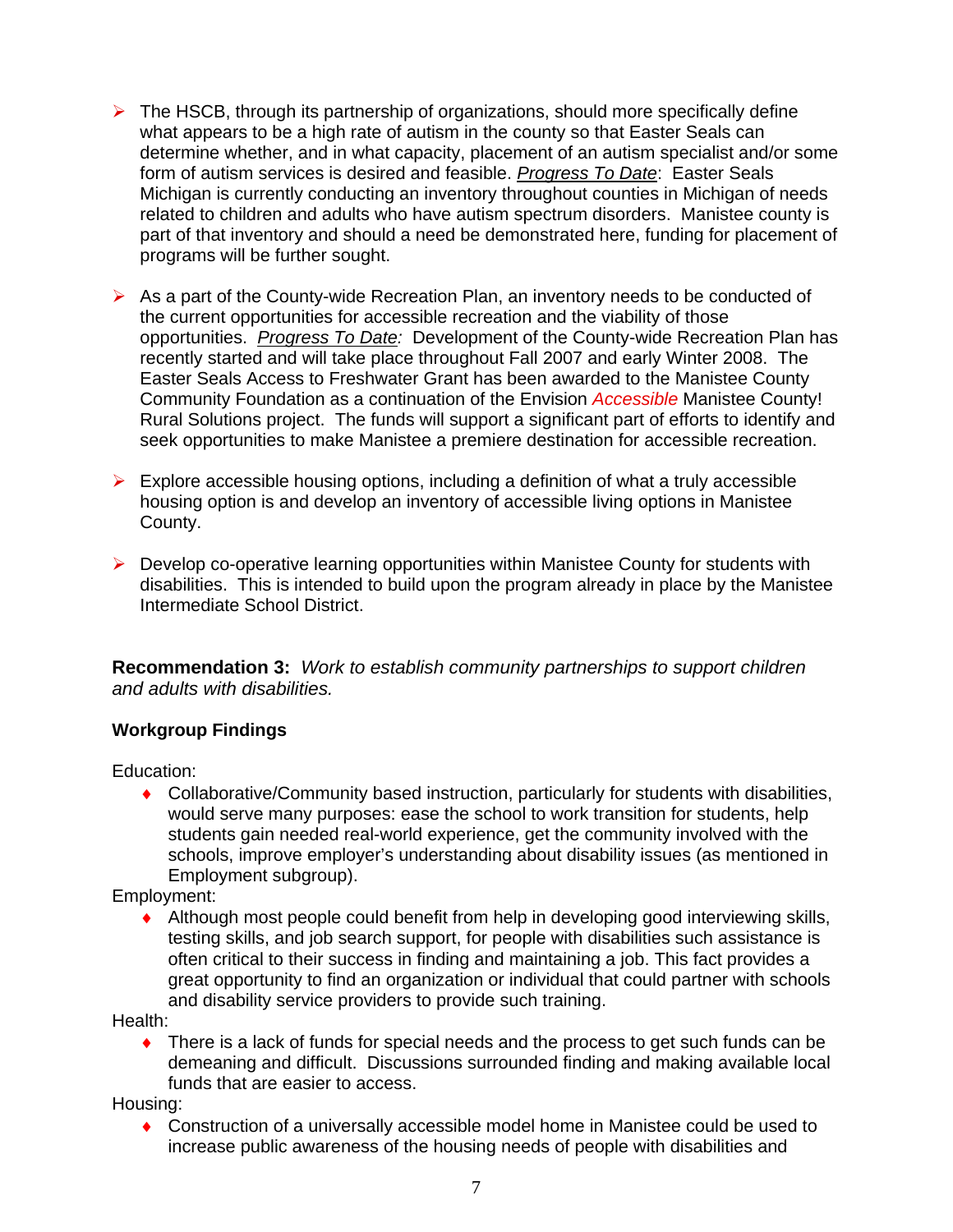- The HSCB, through its partnership of organizations, should more specifically define what appears to be a high rate of autism in the county so that Easter Seals can determine whether, and in what capacity, placement of an autism specialist and/or some form of autism services is desired and feasible. *Progress To Date*: Easter Seals Michigan is currently conducting an inventory throughout counties in Michigan of needs related to children and adults who have autism spectrum disorders. Manistee county is part of that inventory and should a need be demonstrated here, funding for placement of programs will be further sought.

- As a part of the County-wide Recreation Plan, an inventory needs to be conducted of the current opportunities for accessible recreation and the viability of those opportunities. *Progress To Date:* Development of the County-wide Recreation Plan has recently started and will take place throughout Fall 2007 and early Winter 2008. The Easter Seals Access to Freshwater Grant has been awarded to the Manistee County Community Foundation as a continuation of the Envision *Accessible* Manistee County! Rural Solutions project. The funds will support a significant part of efforts to identify and seek opportunities to make Manistee a premiere destination for accessible recreation.

- Explore accessible housing options, including a definition of what a truly accessible housing option is and develop an inventory of accessible living options in Manistee County.

- Develop co-operative learning opportunities within Manistee County for students with disabilities. This is intended to build upon the program already in place by the Manistee Intermediate School District.

**Recommendation 3:** *Work to establish community partnerships to support children and adults with disabilities.*

**Workgroup Findings**

Education:

- Collaborative/Community based instruction, particularly for students with disabilities, would serve many purposes: ease the school to work transition for students, help students gain needed real-world experience, get the community involved with the schools, improve employer's understanding about disability issues (as mentioned in Employment subgroup).

Employment:

- Although most people could benefit from help in developing good interviewing skills, testing skills, and job search support, for people with disabilities such assistance is often critical to their success in finding and maintaining a job. This fact provides a great opportunity to find an organization or individual that could partner with schools and disability service providers to provide such training.

Health:

- There is a lack of funds for special needs and the process to get such funds can be demeaning and difficult. Discussions surrounded finding and making available local funds that are easier to access.

Housing:

- Construction of a universally accessible model home in Manistee could be used to increase public awareness of the housing needs of people with disabilities and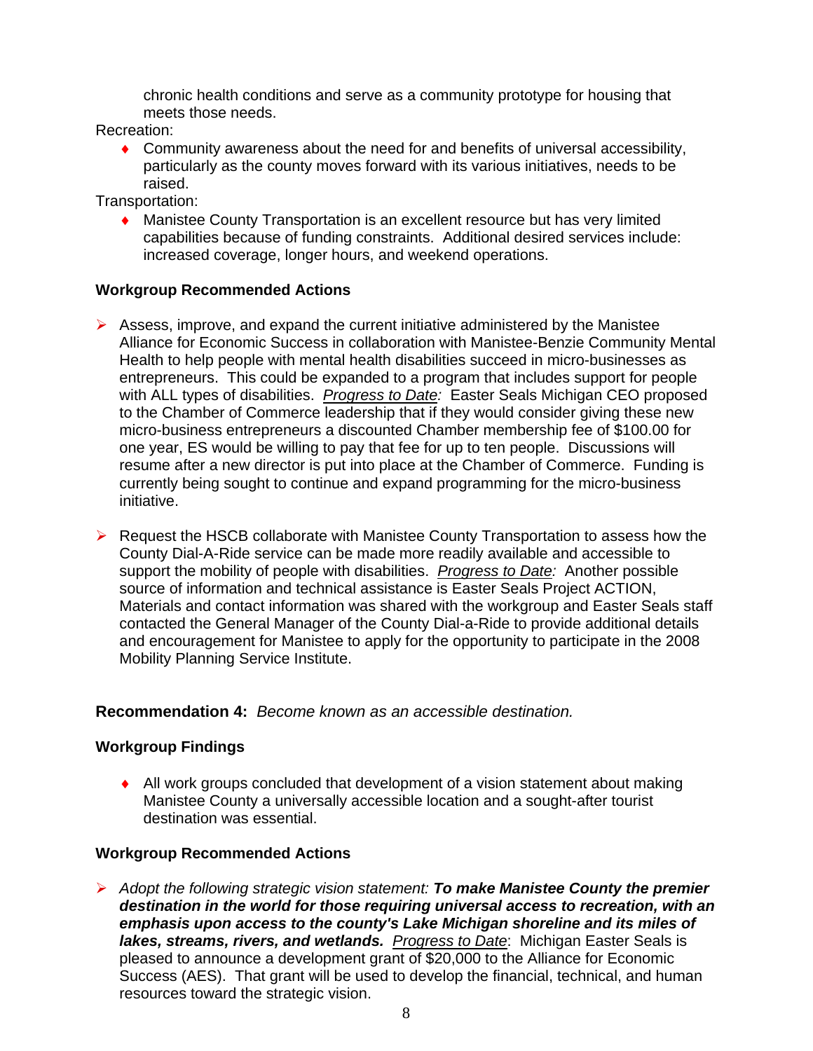chronic health conditions and serve as a community prototype for housing that meets those needs.

Recreation:

- Community awareness about the need for and benefits of universal accessibility, particularly as the county moves forward with its various initiatives, needs to be raised.

Transportation:

- Manistee County Transportation is an excellent resource but has very limited capabilities because of funding constraints. Additional desired services include: increased coverage, longer hours, and weekend operations.

**Workgroup Recommended Actions**

- Assess, improve, and expand the current initiative administered by the Manistee Alliance for Economic Success in collaboration with Manistee-Benzie Community Mental Health to help people with mental health disabilities succeed in micro-businesses as entrepreneurs. This could be expanded to a program that includes support for people with ALL types of disabilities. *Progress to Date:* Easter Seals Michigan CEO proposed to the Chamber of Commerce leadership that if they would consider giving these new micro-business entrepreneurs a discounted Chamber membership fee of $100.00 for one year, ES would be willing to pay that fee for up to ten people. Discussions will resume after a new director is put into place at the Chamber of Commerce. Funding is currently being sought to continue and expand programming for the micro-business initiative.

- Request the HSCB collaborate with Manistee County Transportation to assess how the County Dial-A-Ride service can be made more readily available and accessible to support the mobility of people with disabilities. *Progress to Date:* Another possible source of information and technical assistance is Easter Seals Project ACTION, Materials and contact information was shared with the workgroup and Easter Seals staff contacted the General Manager of the County Dial-a-Ride to provide additional details and encouragement for Manistee to apply for the opportunity to participate in the 2008 Mobility Planning Service Institute.

**Recommendation 4:** *Become known as an accessible destination.*

**Workgroup Findings**

- All work groups concluded that development of a vision statement about making Manistee County a universally accessible location and a sought-after tourist destination was essential.

**Workgroup Recommended Actions**

- *Adopt the following strategic vision statement:* ***To make Manistee County the premier destination in the world for those requiring universal access to recreation, with an emphasis upon access to the county's Lake Michigan shoreline and its miles of lakes, streams, rivers, and wetlands.*** *Progress to Date*: Michigan Easter Seals is pleased to announce a development grant of $20,000 to the Alliance for Economic Success (AES). That grant will be used to develop the financial, technical, and human resources toward the strategic vision.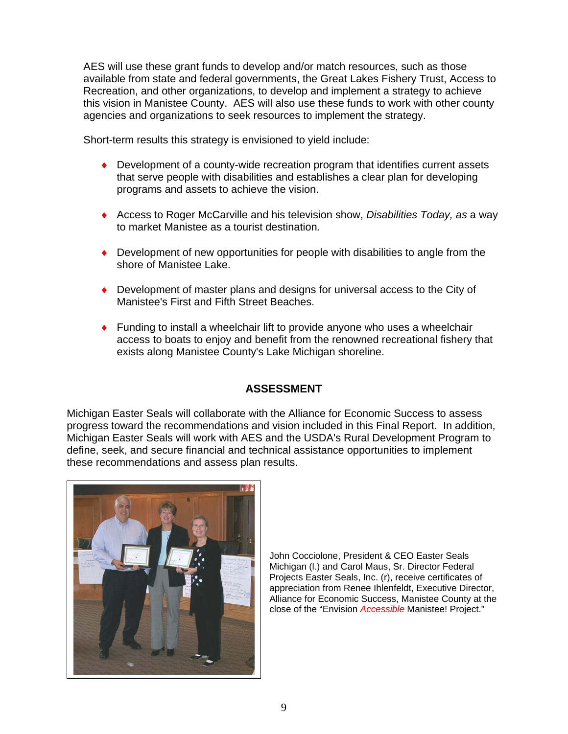AES will use these grant funds to develop and/or match resources, such as those available from state and federal governments, the Great Lakes Fishery Trust, Access to Recreation, and other organizations, to develop and implement a strategy to achieve this vision in Manistee County. AES will also use these funds to work with other county agencies and organizations to seek resources to implement the strategy.

Short-term results this strategy is envisioned to yield include:

- Development of a county-wide recreation program that identifies current assets that serve people with disabilities and establishes a clear plan for developing programs and assets to achieve the vision.
- Access to Roger McCarville and his television show, *Disabilities Today, as* a way to market Manistee as a tourist destination.
- Development of new opportunities for people with disabilities to angle from the shore of Manistee Lake.
- Development of master plans and designs for universal access to the City of Manistee's First and Fifth Street Beaches.
- Funding to install a wheelchair lift to provide anyone who uses a wheelchair access to boats to enjoy and benefit from the renowned recreational fishery that exists along Manistee County's Lake Michigan shoreline.

## ASSESSMENT

Michigan Easter Seals will collaborate with the Alliance for Economic Success to assess progress toward the recommendations and vision included in this Final Report. In addition, Michigan Easter Seals will work with AES and the USDA's Rural Development Program to define, seek, and secure financial and technical assistance opportunities to implement these recommendations and assess plan results.

John Cocciolone, President & CEO Easter Seals Michigan (l.) and Carol Maus, Sr. Director Federal Projects Easter Seals, Inc. (r), receive certificates of appreciation from Renee Ihlenfeldt, Executive Director, Alliance for Economic Success, Manistee County at the close of the "Envision *Accessible* Manistee! Project."